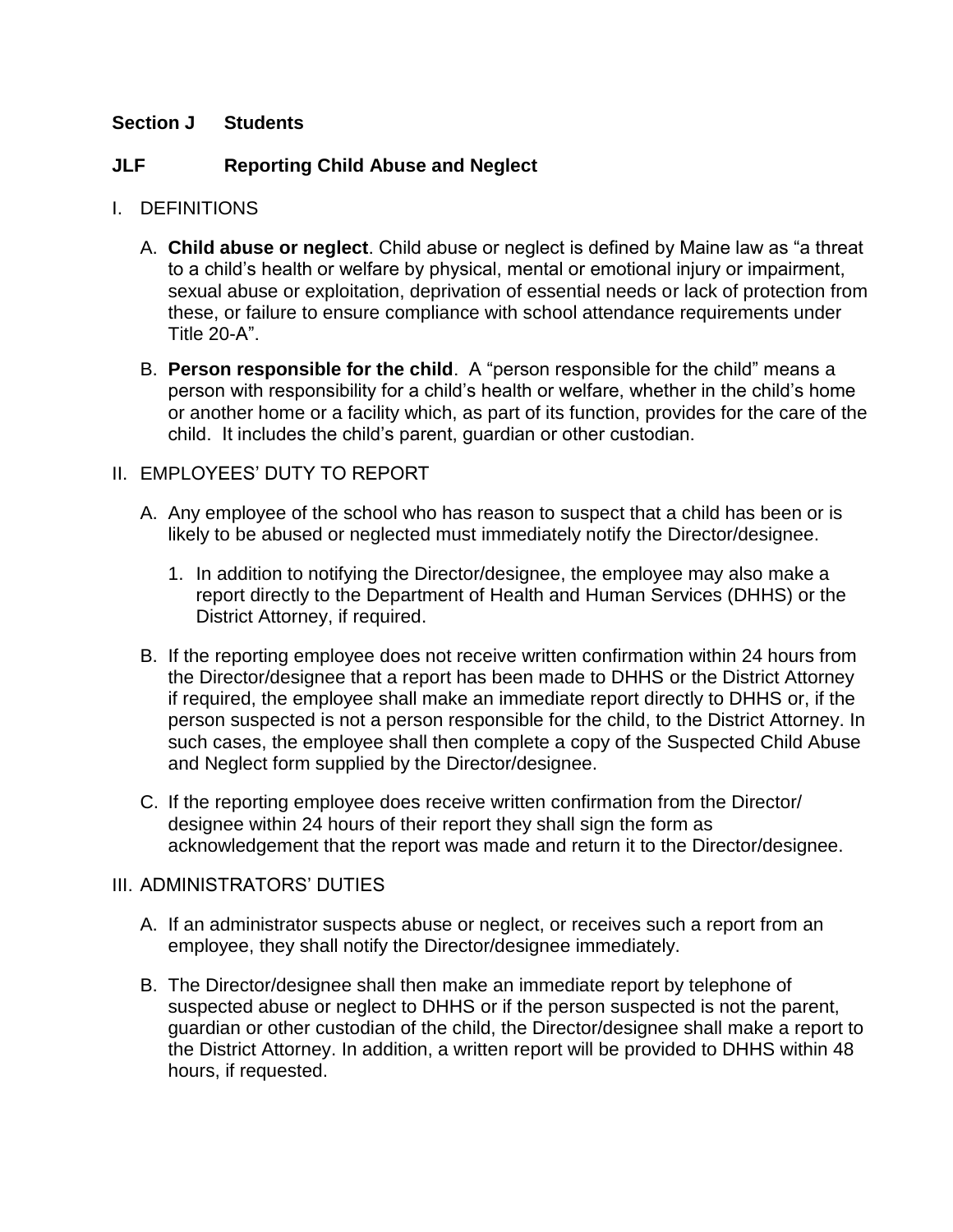## Section J Students

### JLF Reporting Child Abuse and Neglect

I. DEFINITIONS

A. **Child abuse or neglect**. Child abuse or neglect is defined by Maine law as "a threat to a child's health or welfare by physical, mental or emotional injury or impairment, sexual abuse or exploitation, deprivation of essential needs or lack of protection from these, or failure to ensure compliance with school attendance requirements under Title 20-A".

B. **Person responsible for the child**. A "person responsible for the child" means a person with responsibility for a child's health or welfare, whether in the child's home or another home or a facility which, as part of its function, provides for the care of the child. It includes the child's parent, guardian or other custodian.

II. EMPLOYEES' DUTY TO REPORT

A. Any employee of the school who has reason to suspect that a child has been or is likely to be abused or neglected must immediately notify the Director/designee.

1. In addition to notifying the Director/designee, the employee may also make a report directly to the Department of Health and Human Services (DHHS) or the District Attorney, if required.

B. If the reporting employee does not receive written confirmation within 24 hours from the Director/designee that a report has been made to DHHS or the District Attorney if required, the employee shall make an immediate report directly to DHHS or, if the person suspected is not a person responsible for the child, to the District Attorney. In such cases, the employee shall then complete a copy of the Suspected Child Abuse and Neglect form supplied by the Director/designee.

C. If the reporting employee does receive written confirmation from the Director/ designee within 24 hours of their report they shall sign the form as acknowledgement that the report was made and return it to the Director/designee.

III. ADMINISTRATORS' DUTIES

A. If an administrator suspects abuse or neglect, or receives such a report from an employee, they shall notify the Director/designee immediately.

B. The Director/designee shall then make an immediate report by telephone of suspected abuse or neglect to DHHS or if the person suspected is not the parent, guardian or other custodian of the child, the Director/designee shall make a report to the District Attorney. In addition, a written report will be provided to DHHS within 48 hours, if requested.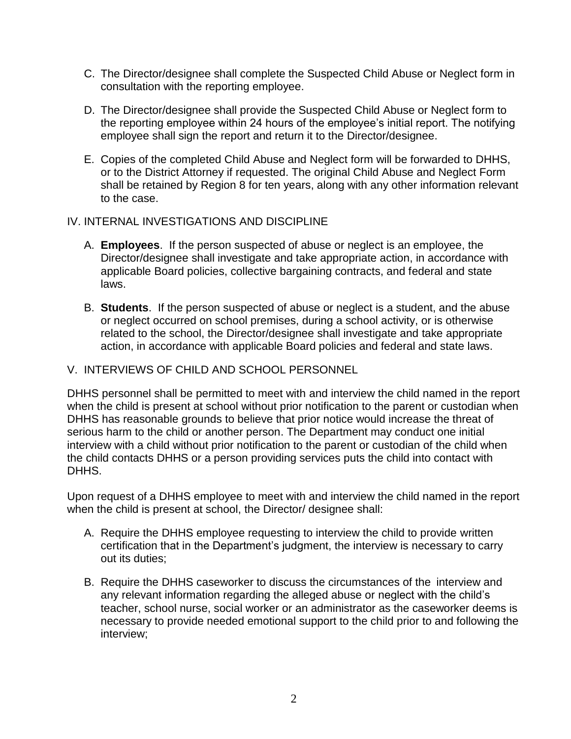C. The Director/designee shall complete the Suspected Child Abuse or Neglect form in consultation with the reporting employee.

D. The Director/designee shall provide the Suspected Child Abuse or Neglect form to the reporting employee within 24 hours of the employee's initial report. The notifying employee shall sign the report and return it to the Director/designee.

E. Copies of the completed Child Abuse and Neglect form will be forwarded to DHHS, or to the District Attorney if requested. The original Child Abuse and Neglect Form shall be retained by Region 8 for ten years, along with any other information relevant to the case.

## IV. INTERNAL INVESTIGATIONS AND DISCIPLINE

A. **Employees**. If the person suspected of abuse or neglect is an employee, the Director/designee shall investigate and take appropriate action, in accordance with applicable Board policies, collective bargaining contracts, and federal and state laws.

B. **Students**. If the person suspected of abuse or neglect is a student, and the abuse or neglect occurred on school premises, during a school activity, or is otherwise related to the school, the Director/designee shall investigate and take appropriate action, in accordance with applicable Board policies and federal and state laws.

## V. INTERVIEWS OF CHILD AND SCHOOL PERSONNEL

DHHS personnel shall be permitted to meet with and interview the child named in the report when the child is present at school without prior notification to the parent or custodian when DHHS has reasonable grounds to believe that prior notice would increase the threat of serious harm to the child or another person. The Department may conduct one initial interview with a child without prior notification to the parent or custodian of the child when the child contacts DHHS or a person providing services puts the child into contact with DHHS.

Upon request of a DHHS employee to meet with and interview the child named in the report when the child is present at school, the Director/ designee shall:

A. Require the DHHS employee requesting to interview the child to provide written certification that in the Department's judgment, the interview is necessary to carry out its duties;

B. Require the DHHS caseworker to discuss the circumstances of the interview and any relevant information regarding the alleged abuse or neglect with the child's teacher, school nurse, social worker or an administrator as the caseworker deems is necessary to provide needed emotional support to the child prior to and following the interview;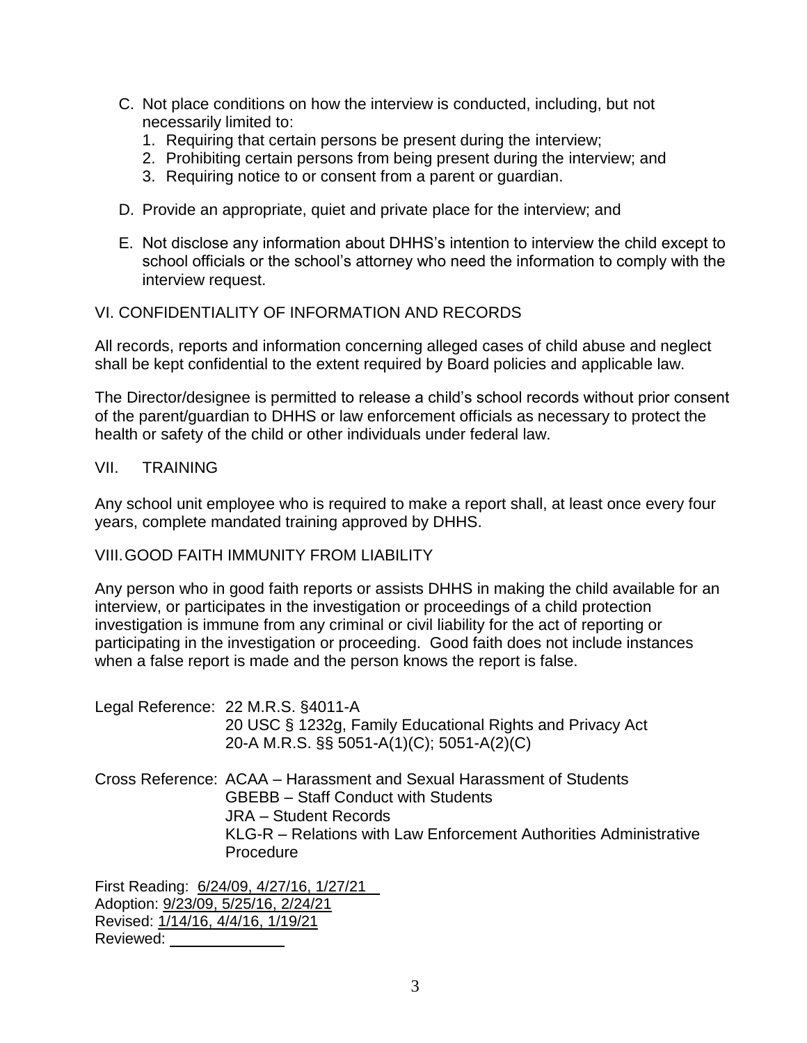C. Not place conditions on how the interview is conducted, including, but not necessarily limited to:
   1. Requiring that certain persons be present during the interview;
   2. Prohibiting certain persons from being present during the interview; and
   3. Requiring notice to or consent from a parent or guardian.

D. Provide an appropriate, quiet and private place for the interview; and

E. Not disclose any information about DHHS's intention to interview the child except to school officials or the school's attorney who need the information to comply with the interview request.

## VI. CONFIDENTIALITY OF INFORMATION AND RECORDS

All records, reports and information concerning alleged cases of child abuse and neglect shall be kept confidential to the extent required by Board policies and applicable law.

The Director/designee is permitted to release a child's school records without prior consent of the parent/guardian to DHHS or law enforcement officials as necessary to protect the health or safety of the child or other individuals under federal law.

## VII. TRAINING

Any school unit employee who is required to make a report shall, at least once every four years, complete mandated training approved by DHHS.

## VIII. GOOD FAITH IMMUNITY FROM LIABILITY

Any person who in good faith reports or assists DHHS in making the child available for an interview, or participates in the investigation or proceedings of a child protection investigation is immune from any criminal or civil liability for the act of reporting or participating in the investigation or proceeding. Good faith does not include instances when a false report is made and the person knows the report is false.

Legal Reference: 22 M.R.S. §4011-A
20 USC § 1232g, Family Educational Rights and Privacy Act
20-A M.R.S. §§ 5051-A(1)(C); 5051-A(2)(C)

Cross Reference: ACAA – Harassment and Sexual Harassment of Students
GBEBB – Staff Conduct with Students
JRA – Student Records
KLG-R – Relations with Law Enforcement Authorities Administrative Procedure

First Reading: 6/24/09, 4/27/16, 1/27/21
Adoption: 9/23/09, 5/25/16, 2/24/21
Revised: 1/14/16, 4/4/16, 1/19/21
Reviewed: ______________